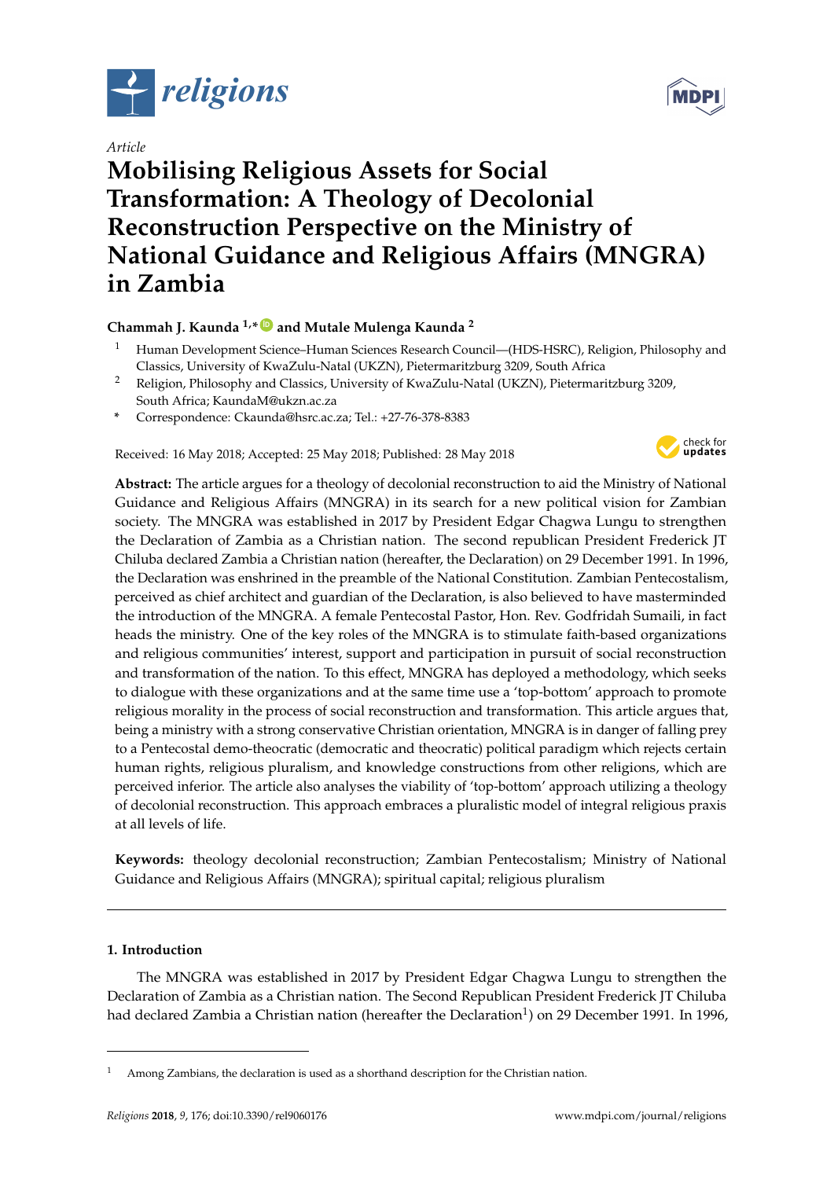*Article*

# Mobilising Religious Assets for Social Transformation: A Theology of Decolonial Reconstruction Perspective on the Ministry of National Guidance and Religious Affairs (MNGRA) in Zambia

**Chammah J. Kaunda [1,*] and Mutale Mulenga Kaunda [2]**

[1] Human Development Science–Human Sciences Research Council—(HDS-HSRC), Religion, Philosophy and Classics, University of KwaZulu-Natal (UKZN), Pietermaritzburg 3209, South Africa

[2] Religion, Philosophy and Classics, University of KwaZulu-Natal (UKZN), Pietermaritzburg 3209, South Africa; KaundaM@ukzn.ac.za

\* Correspondence: Ckaunda@hsrc.ac.za; Tel.: +27-76-378-8383

Received: 16 May 2018; Accepted: 25 May 2018; Published: 28 May 2018

**Abstract:** The article argues for a theology of decolonial reconstruction to aid the Ministry of National Guidance and Religious Affairs (MNGRA) in its search for a new political vision for Zambian society. The MNGRA was established in 2017 by President Edgar Chagwa Lungu to strengthen the Declaration of Zambia as a Christian nation. The second republican President Frederick JT Chiluba declared Zambia a Christian nation (hereafter, the Declaration) on 29 December 1991. In 1996, the Declaration was enshrined in the preamble of the National Constitution. Zambian Pentecostalism, perceived as chief architect and guardian of the Declaration, is also believed to have masterminded the introduction of the MNGRA. A female Pentecostal Pastor, Hon. Rev. Godfridah Sumaili, in fact heads the ministry. One of the key roles of the MNGRA is to stimulate faith-based organizations and religious communities' interest, support and participation in pursuit of social reconstruction and transformation of the nation. To this effect, MNGRA has deployed a methodology, which seeks to dialogue with these organizations and at the same time use a 'top-bottom' approach to promote religious morality in the process of social reconstruction and transformation. This article argues that, being a ministry with a strong conservative Christian orientation, MNGRA is in danger of falling prey to a Pentecostal demo-theocratic (democratic and theocratic) political paradigm which rejects certain human rights, religious pluralism, and knowledge constructions from other religions, which are perceived inferior. The article also analyses the viability of 'top-bottom' approach utilizing a theology of decolonial reconstruction. This approach embraces a pluralistic model of integral religious praxis at all levels of life.

**Keywords:** theology decolonial reconstruction; Zambian Pentecostalism; Ministry of National Guidance and Religious Affairs (MNGRA); spiritual capital; religious pluralism

## 1. Introduction

The MNGRA was established in 2017 by President Edgar Chagwa Lungu to strengthen the Declaration of Zambia as a Christian nation. The Second Republican President Frederick JT Chiluba had declared Zambia a Christian nation (hereafter the Declaration[1]) on 29 December 1991. In 1996,

[1] Among Zambians, the declaration is used as a shorthand description for the Christian nation.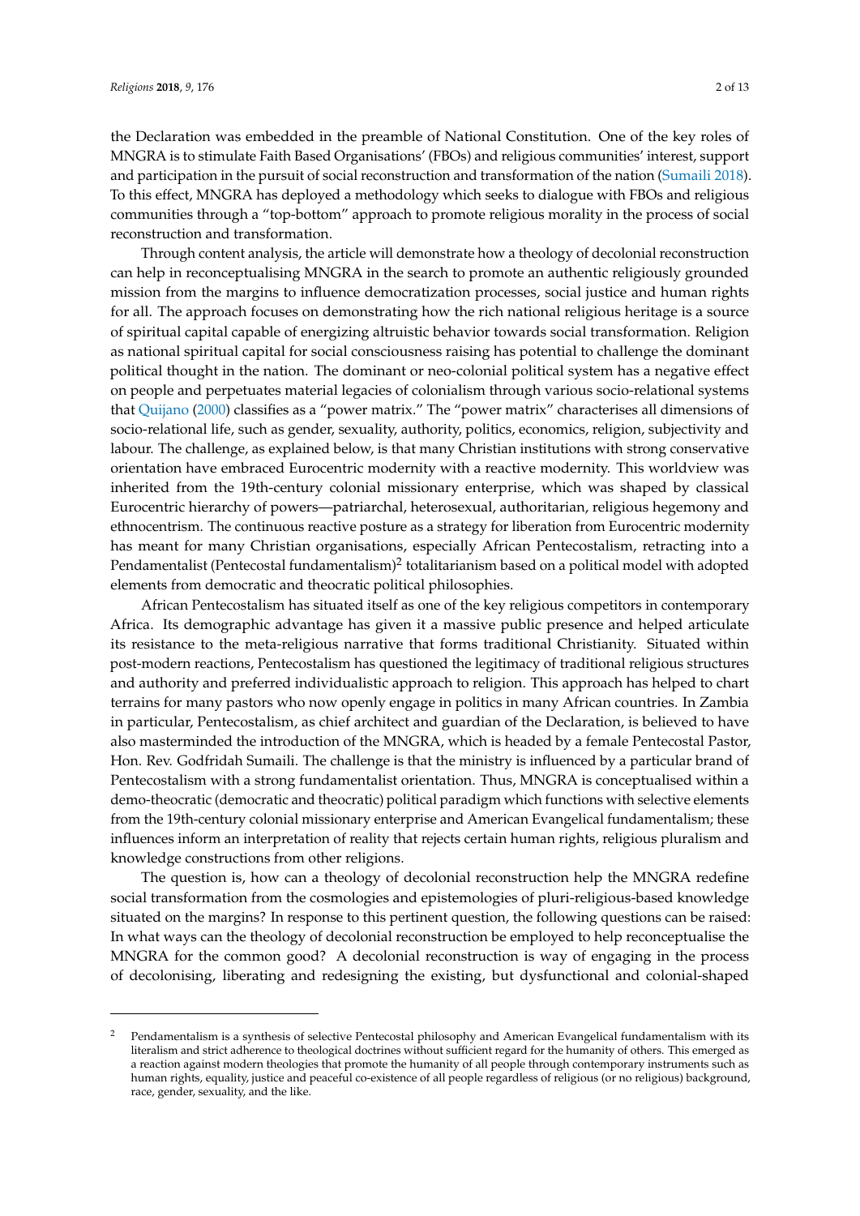the Declaration was embedded in the preamble of National Constitution. One of the key roles of MNGRA is to stimulate Faith Based Organisations' (FBOs) and religious communities' interest, support and participation in the pursuit of social reconstruction and transformation of the nation (Sumaili 2018). To this effect, MNGRA has deployed a methodology which seeks to dialogue with FBOs and religious communities through a "top-bottom" approach to promote religious morality in the process of social reconstruction and transformation.

Through content analysis, the article will demonstrate how a theology of decolonial reconstruction can help in reconceptualising MNGRA in the search to promote an authentic religiously grounded mission from the margins to influence democratization processes, social justice and human rights for all. The approach focuses on demonstrating how the rich national religious heritage is a source of spiritual capital capable of energizing altruistic behavior towards social transformation. Religion as national spiritual capital for social consciousness raising has potential to challenge the dominant political thought in the nation. The dominant or neo-colonial political system has a negative effect on people and perpetuates material legacies of colonialism through various socio-relational systems that Quijano (2000) classifies as a "power matrix." The "power matrix" characterises all dimensions of socio-relational life, such as gender, sexuality, authority, politics, economics, religion, subjectivity and labour. The challenge, as explained below, is that many Christian institutions with strong conservative orientation have embraced Eurocentric modernity with a reactive modernity. This worldview was inherited from the 19th-century colonial missionary enterprise, which was shaped by classical Eurocentric hierarchy of powers—patriarchal, heterosexual, authoritarian, religious hegemony and ethnocentrism. The continuous reactive posture as a strategy for liberation from Eurocentric modernity has meant for many Christian organisations, especially African Pentecostalism, retracting into a Pendamentalist (Pentecostal fundamentalism)[2] totalitarianism based on a political model with adopted elements from democratic and theocratic political philosophies.

African Pentecostalism has situated itself as one of the key religious competitors in contemporary Africa. Its demographic advantage has given it a massive public presence and helped articulate its resistance to the meta-religious narrative that forms traditional Christianity. Situated within post-modern reactions, Pentecostalism has questioned the legitimacy of traditional religious structures and authority and preferred individualistic approach to religion. This approach has helped to chart terrains for many pastors who now openly engage in politics in many African countries. In Zambia in particular, Pentecostalism, as chief architect and guardian of the Declaration, is believed to have also masterminded the introduction of the MNGRA, which is headed by a female Pentecostal Pastor, Hon. Rev. Godfridah Sumaili. The challenge is that the ministry is influenced by a particular brand of Pentecostalism with a strong fundamentalist orientation. Thus, MNGRA is conceptualised within a demo-theocratic (democratic and theocratic) political paradigm which functions with selective elements from the 19th-century colonial missionary enterprise and American Evangelical fundamentalism; these influences inform an interpretation of reality that rejects certain human rights, religious pluralism and knowledge constructions from other religions.

The question is, how can a theology of decolonial reconstruction help the MNGRA redefine social transformation from the cosmologies and epistemologies of pluri-religious-based knowledge situated on the margins? In response to this pertinent question, the following questions can be raised: In what ways can the theology of decolonial reconstruction be employed to help reconceptualise the MNGRA for the common good? A decolonial reconstruction is way of engaging in the process of decolonising, liberating and redesigning the existing, but dysfunctional and colonial-shaped

---

[2] Pendamentalism is a synthesis of selective Pentecostal philosophy and American Evangelical fundamentalism with its literalism and strict adherence to theological doctrines without sufficient regard for the humanity of others. This emerged as a reaction against modern theologies that promote the humanity of all people through contemporary instruments such as human rights, equality, justice and peaceful co-existence of all people regardless of religious (or no religious) background, race, gender, sexuality, and the like.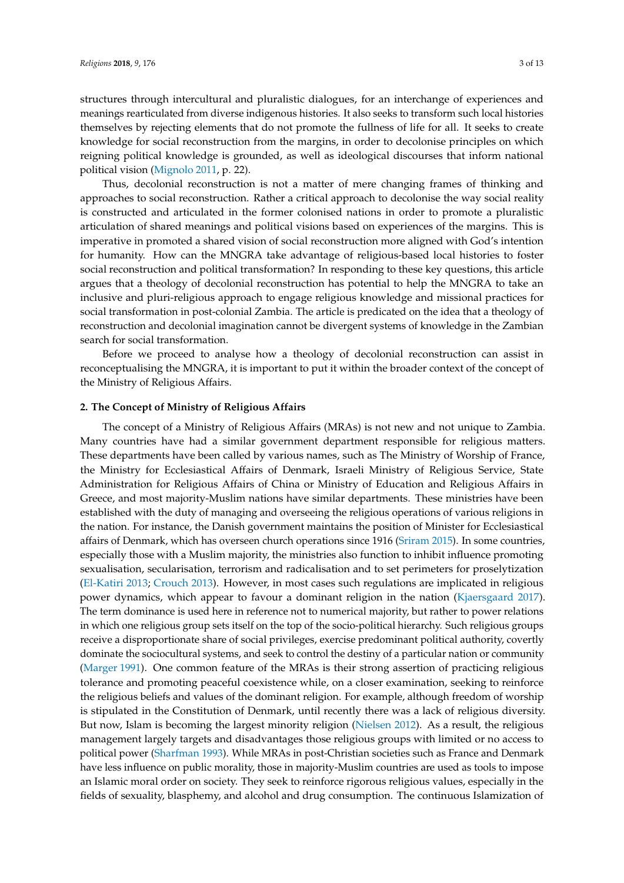structures through intercultural and pluralistic dialogues, for an interchange of experiences and meanings rearticulated from diverse indigenous histories. It also seeks to transform such local histories themselves by rejecting elements that do not promote the fullness of life for all. It seeks to create knowledge for social reconstruction from the margins, in order to decolonise principles on which reigning political knowledge is grounded, as well as ideological discourses that inform national political vision (Mignolo 2011, p. 22).

Thus, decolonial reconstruction is not a matter of mere changing frames of thinking and approaches to social reconstruction. Rather a critical approach to decolonise the way social reality is constructed and articulated in the former colonised nations in order to promote a pluralistic articulation of shared meanings and political visions based on experiences of the margins. This is imperative in promoted a shared vision of social reconstruction more aligned with God's intention for humanity. How can the MNGRA take advantage of religious-based local histories to foster social reconstruction and political transformation? In responding to these key questions, this article argues that a theology of decolonial reconstruction has potential to help the MNGRA to take an inclusive and pluri-religious approach to engage religious knowledge and missional practices for social transformation in post-colonial Zambia. The article is predicated on the idea that a theology of reconstruction and decolonial imagination cannot be divergent systems of knowledge in the Zambian search for social transformation.

Before we proceed to analyse how a theology of decolonial reconstruction can assist in reconceptualising the MNGRA, it is important to put it within the broader context of the concept of the Ministry of Religious Affairs.

## 2. The Concept of Ministry of Religious Affairs

The concept of a Ministry of Religious Affairs (MRAs) is not new and not unique to Zambia. Many countries have had a similar government department responsible for religious matters. These departments have been called by various names, such as The Ministry of Worship of France, the Ministry for Ecclesiastical Affairs of Denmark, Israeli Ministry of Religious Service, State Administration for Religious Affairs of China or Ministry of Education and Religious Affairs in Greece, and most majority-Muslim nations have similar departments. These ministries have been established with the duty of managing and overseeing the religious operations of various religions in the nation. For instance, the Danish government maintains the position of Minister for Ecclesiastical affairs of Denmark, which has overseen church operations since 1916 (Sriram 2015). In some countries, especially those with a Muslim majority, the ministries also function to inhibit influence promoting sexualisation, secularisation, terrorism and radicalisation and to set perimeters for proselytization (El-Katiri 2013; Crouch 2013). However, in most cases such regulations are implicated in religious power dynamics, which appear to favour a dominant religion in the nation (Kjaersgaard 2017). The term dominance is used here in reference not to numerical majority, but rather to power relations in which one religious group sets itself on the top of the socio-political hierarchy. Such religious groups receive a disproportionate share of social privileges, exercise predominant political authority, covertly dominate the sociocultural systems, and seek to control the destiny of a particular nation or community (Marger 1991). One common feature of the MRAs is their strong assertion of practicing religious tolerance and promoting peaceful coexistence while, on a closer examination, seeking to reinforce the religious beliefs and values of the dominant religion. For example, although freedom of worship is stipulated in the Constitution of Denmark, until recently there was a lack of religious diversity. But now, Islam is becoming the largest minority religion (Nielsen 2012). As a result, the religious management largely targets and disadvantages those religious groups with limited or no access to political power (Sharfman 1993). While MRAs in post-Christian societies such as France and Denmark have less influence on public morality, those in majority-Muslim countries are used as tools to impose an Islamic moral order on society. They seek to reinforce rigorous religious values, especially in the fields of sexuality, blasphemy, and alcohol and drug consumption. The continuous Islamization of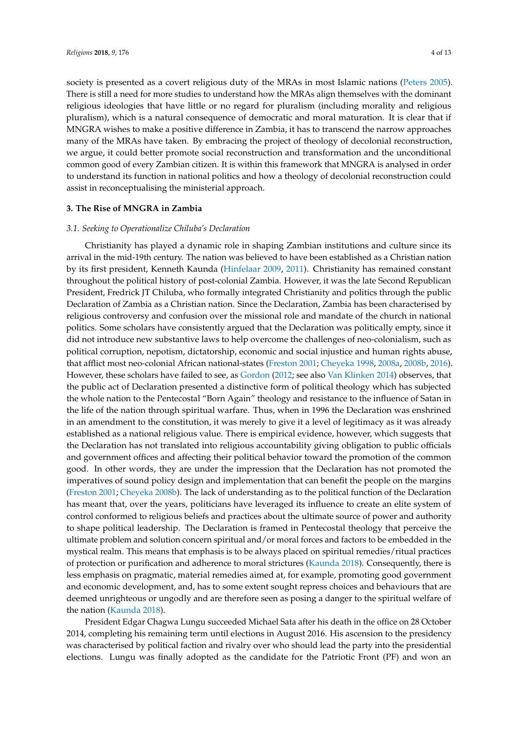society is presented as a covert religious duty of the MRAs in most Islamic nations (Peters 2005). There is still a need for more studies to understand how the MRAs align themselves with the dominant religious ideologies that have little or no regard for pluralism (including morality and religious pluralism), which is a natural consequence of democratic and moral maturation. It is clear that if MNGRA wishes to make a positive difference in Zambia, it has to transcend the narrow approaches many of the MRAs have taken. By embracing the project of theology of decolonial reconstruction, we argue, it could better promote social reconstruction and transformation and the unconditional common good of every Zambian citizen. It is within this framework that MNGRA is analysed in order to understand its function in national politics and how a theology of decolonial reconstruction could assist in reconceptualising the ministerial approach.

## 3. The Rise of MNGRA in Zambia

### *3.1. Seeking to Operationalize Chiluba's Declaration*

Christianity has played a dynamic role in shaping Zambian institutions and culture since its arrival in the mid-19th century. The nation was believed to have been established as a Christian nation by its first president, Kenneth Kaunda (Hinfelaar 2009, 2011). Christianity has remained constant throughout the political history of post-colonial Zambia. However, it was the late Second Republican President, Fredrick JT Chiluba, who formally integrated Christianity and politics through the public Declaration of Zambia as a Christian nation. Since the Declaration, Zambia has been characterised by religious controversy and confusion over the missional role and mandate of the church in national politics. Some scholars have consistently argued that the Declaration was politically empty, since it did not introduce new substantive laws to help overcome the challenges of neo-colonialism, such as political corruption, nepotism, dictatorship, economic and social injustice and human rights abuse, that afflict most neo-colonial African national-states (Freston 2001; Cheyeka 1998, 2008a, 2008b, 2016). However, these scholars have failed to see, as Gordon (2012; see also Van Klinken 2014) observes, that the public act of Declaration presented a distinctive form of political theology which has subjected the whole nation to the Pentecostal "Born Again" theology and resistance to the influence of Satan in the life of the nation through spiritual warfare. Thus, when in 1996 the Declaration was enshrined in an amendment to the constitution, it was merely to give it a level of legitimacy as it was already established as a national religious value. There is empirical evidence, however, which suggests that the Declaration has not translated into religious accountability giving obligation to public officials and government offices and affecting their political behavior toward the promotion of the common good. In other words, they are under the impression that the Declaration has not promoted the imperatives of sound policy design and implementation that can benefit the people on the margins (Freston 2001; Cheyeka 2008b). The lack of understanding as to the political function of the Declaration has meant that, over the years, politicians have leveraged its influence to create an elite system of control conformed to religious beliefs and practices about the ultimate source of power and authority to shape political leadership. The Declaration is framed in Pentecostal theology that perceive the ultimate problem and solution concern spiritual and/or moral forces and factors to be embedded in the mystical realm. This means that emphasis is to be always placed on spiritual remedies/ritual practices of protection or purification and adherence to moral strictures (Kaunda 2018). Consequently, there is less emphasis on pragmatic, material remedies aimed at, for example, promoting good government and economic development, and, has to some extent sought repress choices and behaviours that are deemed unrighteous or ungodly and are therefore seen as posing a danger to the spiritual welfare of the nation (Kaunda 2018).

President Edgar Chagwa Lungu succeeded Michael Sata after his death in the office on 28 October 2014, completing his remaining term until elections in August 2016. His ascension to the presidency was characterised by political faction and rivalry over who should lead the party into the presidential elections. Lungu was finally adopted as the candidate for the Patriotic Front (PF) and won an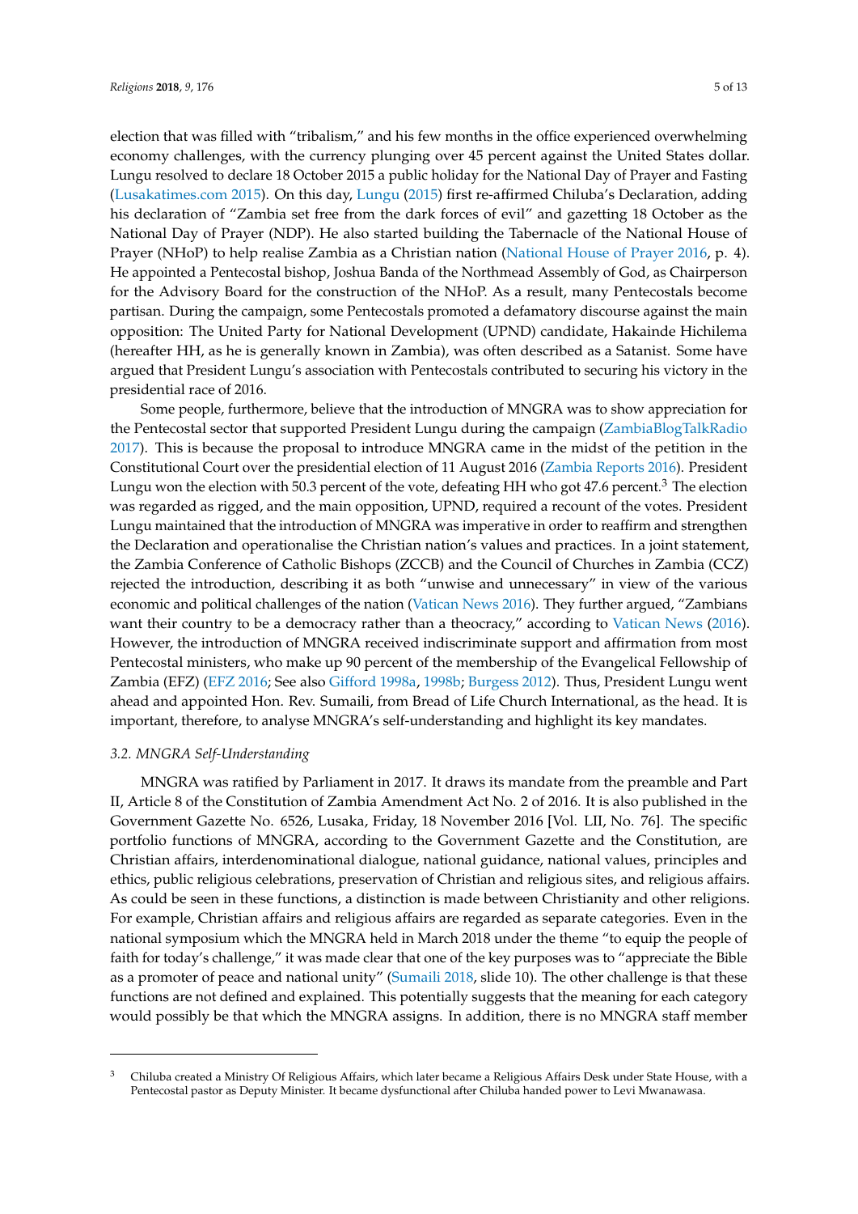election that was filled with "tribalism," and his few months in the office experienced overwhelming economy challenges, with the currency plunging over 45 percent against the United States dollar. Lungu resolved to declare 18 October 2015 a public holiday for the National Day of Prayer and Fasting (Lusakatimes.com 2015). On this day, Lungu (2015) first re-affirmed Chiluba's Declaration, adding his declaration of "Zambia set free from the dark forces of evil" and gazetting 18 October as the National Day of Prayer (NDP). He also started building the Tabernacle of the National House of Prayer (NHoP) to help realise Zambia as a Christian nation (National House of Prayer 2016, p. 4). He appointed a Pentecostal bishop, Joshua Banda of the Northmead Assembly of God, as Chairperson for the Advisory Board for the construction of the NHoP. As a result, many Pentecostals become partisan. During the campaign, some Pentecostals promoted a defamatory discourse against the main opposition: The United Party for National Development (UPND) candidate, Hakainde Hichilema (hereafter HH, as he is generally known in Zambia), was often described as a Satanist. Some have argued that President Lungu's association with Pentecostals contributed to securing his victory in the presidential race of 2016.

Some people, furthermore, believe that the introduction of MNGRA was to show appreciation for the Pentecostal sector that supported President Lungu during the campaign (ZambiaBlogTalkRadio 2017). This is because the proposal to introduce MNGRA came in the midst of the petition in the Constitutional Court over the presidential election of 11 August 2016 (Zambia Reports 2016). President Lungu won the election with 50.3 percent of the vote, defeating HH who got 47.6 percent.[3] The election was regarded as rigged, and the main opposition, UPND, required a recount of the votes. President Lungu maintained that the introduction of MNGRA was imperative in order to reaffirm and strengthen the Declaration and operationalise the Christian nation's values and practices. In a joint statement, the Zambia Conference of Catholic Bishops (ZCCB) and the Council of Churches in Zambia (CCZ) rejected the introduction, describing it as both "unwise and unnecessary" in view of the various economic and political challenges of the nation (Vatican News 2016). They further argued, "Zambians want their country to be a democracy rather than a theocracy," according to Vatican News (2016). However, the introduction of MNGRA received indiscriminate support and affirmation from most Pentecostal ministers, who make up 90 percent of the membership of the Evangelical Fellowship of Zambia (EFZ) (EFZ 2016; See also Gifford 1998a, 1998b; Burgess 2012). Thus, President Lungu went ahead and appointed Hon. Rev. Sumaili, from Bread of Life Church International, as the head. It is important, therefore, to analyse MNGRA's self-understanding and highlight its key mandates.

### *3.2. MNGRA Self-Understanding*

MNGRA was ratified by Parliament in 2017. It draws its mandate from the preamble and Part II, Article 8 of the Constitution of Zambia Amendment Act No. 2 of 2016. It is also published in the Government Gazette No. 6526, Lusaka, Friday, 18 November 2016 [Vol. LII, No. 76]. The specific portfolio functions of MNGRA, according to the Government Gazette and the Constitution, are Christian affairs, interdenominational dialogue, national guidance, national values, principles and ethics, public religious celebrations, preservation of Christian and religious sites, and religious affairs. As could be seen in these functions, a distinction is made between Christianity and other religions. For example, Christian affairs and religious affairs are regarded as separate categories. Even in the national symposium which the MNGRA held in March 2018 under the theme "to equip the people of faith for today's challenge," it was made clear that one of the key purposes was to "appreciate the Bible as a promoter of peace and national unity" (Sumaili 2018, slide 10). The other challenge is that these functions are not defined and explained. This potentially suggests that the meaning for each category would possibly be that which the MNGRA assigns. In addition, there is no MNGRA staff member

[3] Chiluba created a Ministry Of Religious Affairs, which later became a Religious Affairs Desk under State House, with a Pentecostal pastor as Deputy Minister. It became dysfunctional after Chiluba handed power to Levi Mwanawasa.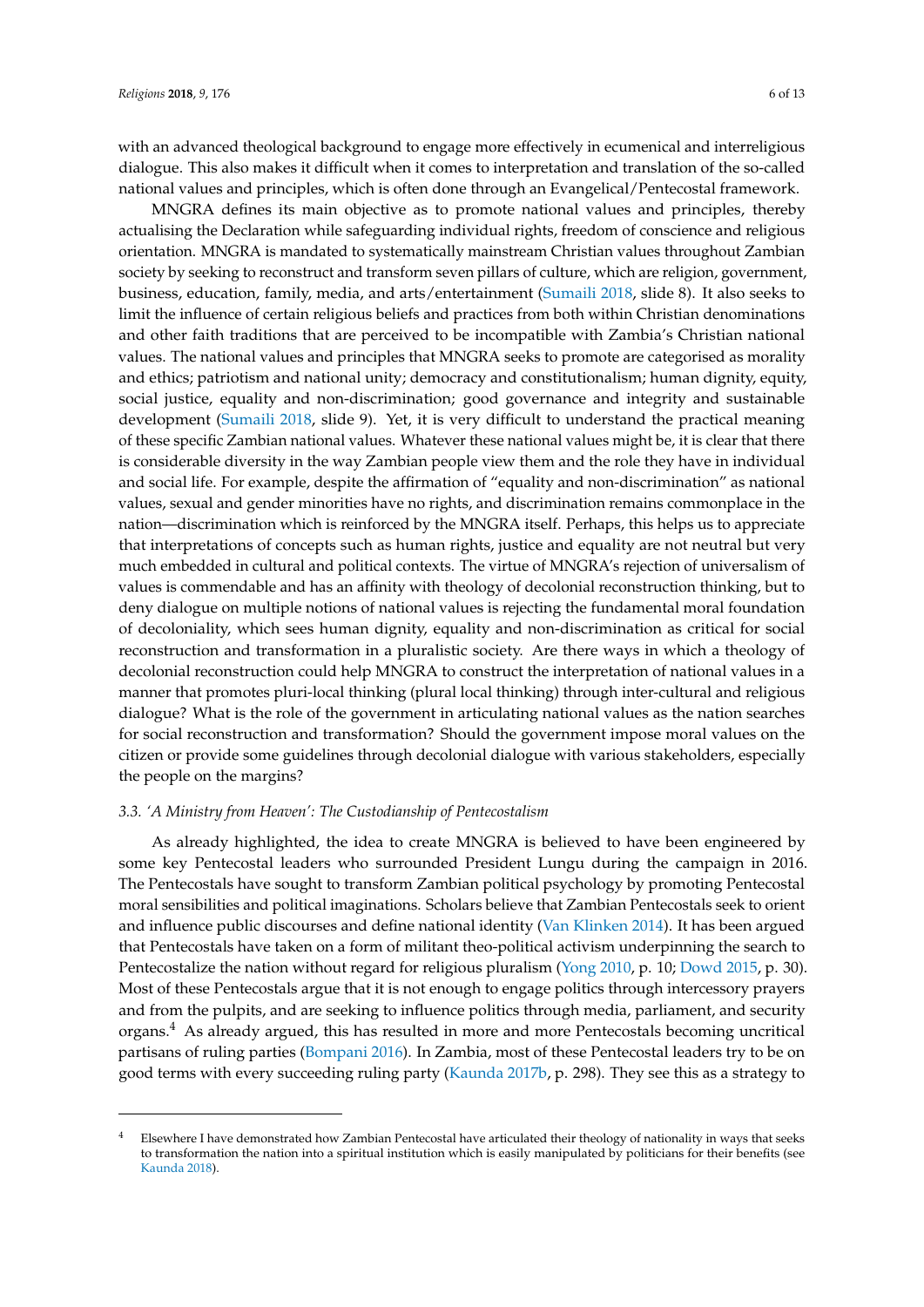with an advanced theological background to engage more effectively in ecumenical and interreligious dialogue. This also makes it difficult when it comes to interpretation and translation of the so-called national values and principles, which is often done through an Evangelical/Pentecostal framework.

MNGRA defines its main objective as to promote national values and principles, thereby actualising the Declaration while safeguarding individual rights, freedom of conscience and religious orientation. MNGRA is mandated to systematically mainstream Christian values throughout Zambian society by seeking to reconstruct and transform seven pillars of culture, which are religion, government, business, education, family, media, and arts/entertainment (Sumaili 2018, slide 8). It also seeks to limit the influence of certain religious beliefs and practices from both within Christian denominations and other faith traditions that are perceived to be incompatible with Zambia's Christian national values. The national values and principles that MNGRA seeks to promote are categorised as morality and ethics; patriotism and national unity; democracy and constitutionalism; human dignity, equity, social justice, equality and non-discrimination; good governance and integrity and sustainable development (Sumaili 2018, slide 9). Yet, it is very difficult to understand the practical meaning of these specific Zambian national values. Whatever these national values might be, it is clear that there is considerable diversity in the way Zambian people view them and the role they have in individual and social life. For example, despite the affirmation of "equality and non-discrimination" as national values, sexual and gender minorities have no rights, and discrimination remains commonplace in the nation—discrimination which is reinforced by the MNGRA itself. Perhaps, this helps us to appreciate that interpretations of concepts such as human rights, justice and equality are not neutral but very much embedded in cultural and political contexts. The virtue of MNGRA's rejection of universalism of values is commendable and has an affinity with theology of decolonial reconstruction thinking, but to deny dialogue on multiple notions of national values is rejecting the fundamental moral foundation of decoloniality, which sees human dignity, equality and non-discrimination as critical for social reconstruction and transformation in a pluralistic society. Are there ways in which a theology of decolonial reconstruction could help MNGRA to construct the interpretation of national values in a manner that promotes pluri-local thinking (plural local thinking) through inter-cultural and religious dialogue? What is the role of the government in articulating national values as the nation searches for social reconstruction and transformation? Should the government impose moral values on the citizen or provide some guidelines through decolonial dialogue with various stakeholders, especially the people on the margins?

### *3.3. 'A Ministry from Heaven': The Custodianship of Pentecostalism*

As already highlighted, the idea to create MNGRA is believed to have been engineered by some key Pentecostal leaders who surrounded President Lungu during the campaign in 2016. The Pentecostals have sought to transform Zambian political psychology by promoting Pentecostal moral sensibilities and political imaginations. Scholars believe that Zambian Pentecostals seek to orient and influence public discourses and define national identity (Van Klinken 2014). It has been argued that Pentecostals have taken on a form of militant theo-political activism underpinning the search to Pentecostalize the nation without regard for religious pluralism (Yong 2010, p. 10; Dowd 2015, p. 30). Most of these Pentecostals argue that it is not enough to engage politics through intercessory prayers and from the pulpits, and are seeking to influence politics through media, parliament, and security organs.[4] As already argued, this has resulted in more and more Pentecostals becoming uncritical partisans of ruling parties (Bompani 2016). In Zambia, most of these Pentecostal leaders try to be on good terms with every succeeding ruling party (Kaunda 2017b, p. 298). They see this as a strategy to

---

[4] Elsewhere I have demonstrated how Zambian Pentecostal have articulated their theology of nationality in ways that seeks to transformation the nation into a spiritual institution which is easily manipulated by politicians for their benefits (see Kaunda 2018).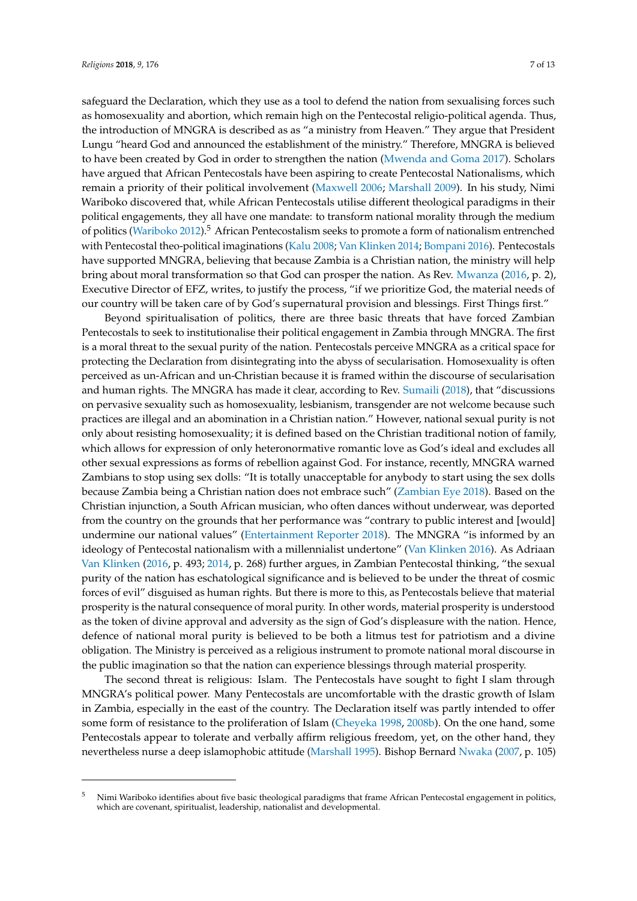safeguard the Declaration, which they use as a tool to defend the nation from sexualising forces such as homosexuality and abortion, which remain high on the Pentecostal religio-political agenda. Thus, the introduction of MNGRA is described as as "a ministry from Heaven." They argue that President Lungu "heard God and announced the establishment of the ministry." Therefore, MNGRA is believed to have been created by God in order to strengthen the nation (Mwenda and Goma 2017). Scholars have argued that African Pentecostals have been aspiring to create Pentecostal Nationalisms, which remain a priority of their political involvement (Maxwell 2006; Marshall 2009). In his study, Nimi Wariboko discovered that, while African Pentecostals utilise different theological paradigms in their political engagements, they all have one mandate: to transform national morality through the medium of politics (Wariboko 2012).[5] African Pentecostalism seeks to promote a form of nationalism entrenched with Pentecostal theo-political imaginations (Kalu 2008; Van Klinken 2014; Bompani 2016). Pentecostals have supported MNGRA, believing that because Zambia is a Christian nation, the ministry will help bring about moral transformation so that God can prosper the nation. As Rev. Mwanza (2016, p. 2), Executive Director of EFZ, writes, to justify the process, "if we prioritize God, the material needs of our country will be taken care of by God's supernatural provision and blessings. First Things first."

Beyond spiritualisation of politics, there are three basic threats that have forced Zambian Pentecostals to seek to institutionalise their political engagement in Zambia through MNGRA. The first is a moral threat to the sexual purity of the nation. Pentecostals perceive MNGRA as a critical space for protecting the Declaration from disintegrating into the abyss of secularisation. Homosexuality is often perceived as un-African and un-Christian because it is framed within the discourse of secularisation and human rights. The MNGRA has made it clear, according to Rev. Sumaili (2018), that "discussions on pervasive sexuality such as homosexuality, lesbianism, transgender are not welcome because such practices are illegal and an abomination in a Christian nation." However, national sexual purity is not only about resisting homosexuality; it is defined based on the Christian traditional notion of family, which allows for expression of only heteronormative romantic love as God's ideal and excludes all other sexual expressions as forms of rebellion against God. For instance, recently, MNGRA warned Zambians to stop using sex dolls: "It is totally unacceptable for anybody to start using the sex dolls because Zambia being a Christian nation does not embrace such" (Zambian Eye 2018). Based on the Christian injunction, a South African musician, who often dances without underwear, was deported from the country on the grounds that her performance was "contrary to public interest and [would] undermine our national values" (Entertainment Reporter 2018). The MNGRA "is informed by an ideology of Pentecostal nationalism with a millennialist undertone" (Van Klinken 2016). As Adriaan Van Klinken (2016, p. 493; 2014, p. 268) further argues, in Zambian Pentecostal thinking, "the sexual purity of the nation has eschatological significance and is believed to be under the threat of cosmic forces of evil" disguised as human rights. But there is more to this, as Pentecostals believe that material prosperity is the natural consequence of moral purity. In other words, material prosperity is understood as the token of divine approval and adversity as the sign of God's displeasure with the nation. Hence, defence of national moral purity is believed to be both a litmus test for patriotism and a divine obligation. The Ministry is perceived as a religious instrument to promote national moral discourse in the public imagination so that the nation can experience blessings through material prosperity.

The second threat is religious: Islam. The Pentecostals have sought to fight I slam through MNGRA's political power. Many Pentecostals are uncomfortable with the drastic growth of Islam in Zambia, especially in the east of the country. The Declaration itself was partly intended to offer some form of resistance to the proliferation of Islam (Cheyeka 1998, 2008b). On the one hand, some Pentecostals appear to tolerate and verbally affirm religious freedom, yet, on the other hand, they nevertheless nurse a deep islamophobic attitude (Marshall 1995). Bishop Bernard Nwaka (2007, p. 105)

---

[5] Nimi Wariboko identifies about five basic theological paradigms that frame African Pentecostal engagement in politics, which are covenant, spiritualist, leadership, nationalist and developmental.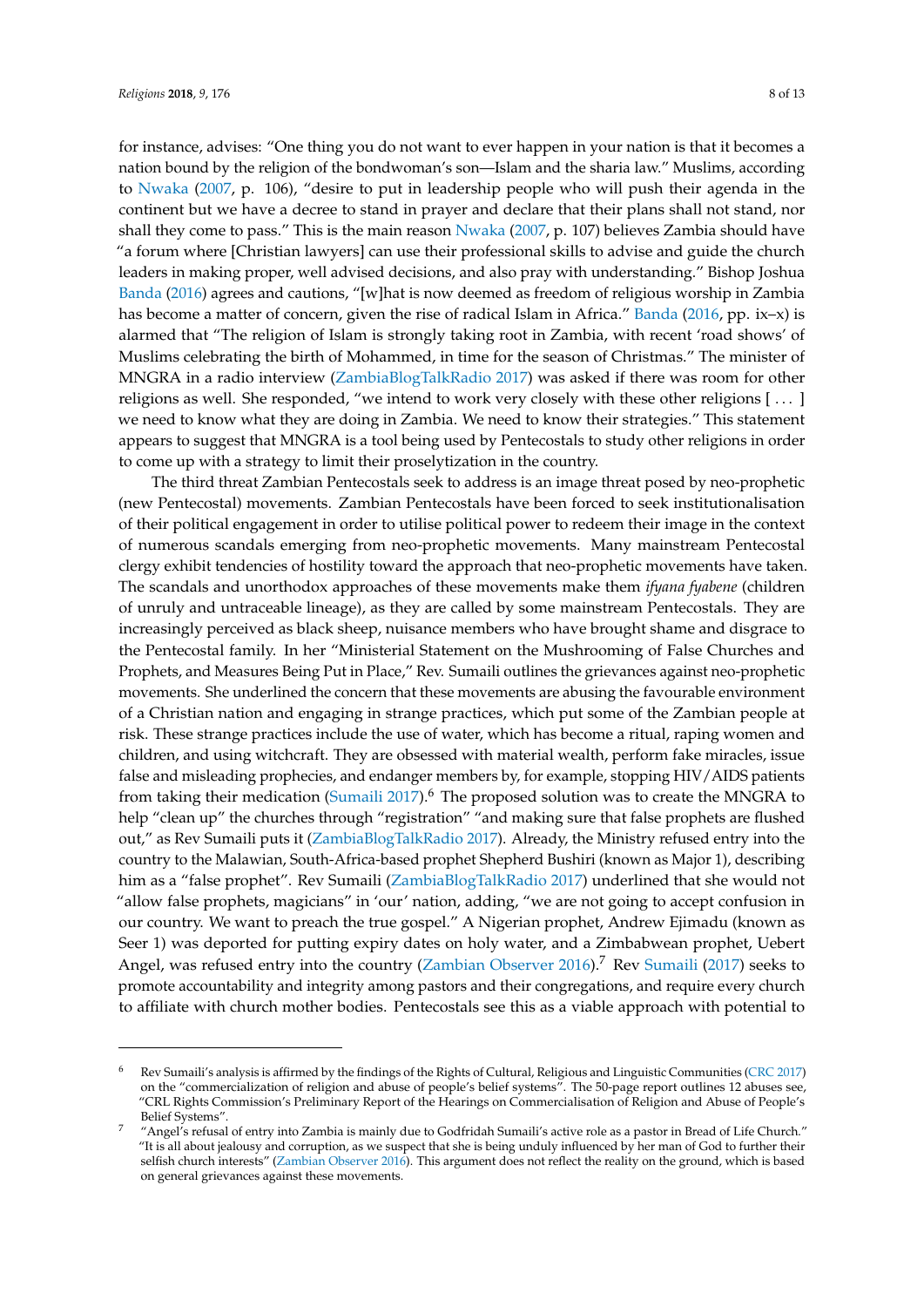for instance, advises: "One thing you do not want to ever happen in your nation is that it becomes a nation bound by the religion of the bondwoman's son—Islam and the sharia law." Muslims, according to Nwaka (2007, p. 106), "desire to put in leadership people who will push their agenda in the continent but we have a decree to stand in prayer and declare that their plans shall not stand, nor shall they come to pass." This is the main reason Nwaka (2007, p. 107) believes Zambia should have "a forum where [Christian lawyers] can use their professional skills to advise and guide the church leaders in making proper, well advised decisions, and also pray with understanding." Bishop Joshua Banda (2016) agrees and cautions, "[w]hat is now deemed as freedom of religious worship in Zambia has become a matter of concern, given the rise of radical Islam in Africa." Banda (2016, pp. ix–x) is alarmed that "The religion of Islam is strongly taking root in Zambia, with recent 'road shows' of Muslims celebrating the birth of Mohammed, in time for the season of Christmas." The minister of MNGRA in a radio interview (ZambiaBlogTalkRadio 2017) was asked if there was room for other religions as well. She responded, "we intend to work very closely with these other religions [ ... ] we need to know what they are doing in Zambia. We need to know their strategies." This statement appears to suggest that MNGRA is a tool being used by Pentecostals to study other religions in order to come up with a strategy to limit their proselytization in the country.

The third threat Zambian Pentecostals seek to address is an image threat posed by neo-prophetic (new Pentecostal) movements. Zambian Pentecostals have been forced to seek institutionalisation of their political engagement in order to utilise political power to redeem their image in the context of numerous scandals emerging from neo-prophetic movements. Many mainstream Pentecostal clergy exhibit tendencies of hostility toward the approach that neo-prophetic movements have taken. The scandals and unorthodox approaches of these movements make them *ifyana fyabene* (children of unruly and untraceable lineage), as they are called by some mainstream Pentecostals. They are increasingly perceived as black sheep, nuisance members who have brought shame and disgrace to the Pentecostal family. In her "Ministerial Statement on the Mushrooming of False Churches and Prophets, and Measures Being Put in Place," Rev. Sumaili outlines the grievances against neo-prophetic movements. She underlined the concern that these movements are abusing the favourable environment of a Christian nation and engaging in strange practices, which put some of the Zambian people at risk. These strange practices include the use of water, which has become a ritual, raping women and children, and using witchcraft. They are obsessed with material wealth, perform fake miracles, issue false and misleading prophecies, and endanger members by, for example, stopping HIV/AIDS patients from taking their medication (Sumaili 2017).[6] The proposed solution was to create the MNGRA to help "clean up" the churches through "registration" "and making sure that false prophets are flushed out," as Rev Sumaili puts it (ZambiaBlogTalkRadio 2017). Already, the Ministry refused entry into the country to the Malawian, South-Africa-based prophet Shepherd Bushiri (known as Major 1), describing him as a "false prophet". Rev Sumaili (ZambiaBlogTalkRadio 2017) underlined that she would not "allow false prophets, magicians" in 'our' nation, adding, "we are not going to accept confusion in our country. We want to preach the true gospel." A Nigerian prophet, Andrew Ejimadu (known as Seer 1) was deported for putting expiry dates on holy water, and a Zimbabwean prophet, Uebert Angel, was refused entry into the country (Zambian Observer 2016).[7] Rev Sumaili (2017) seeks to promote accountability and integrity among pastors and their congregations, and require every church to affiliate with church mother bodies. Pentecostals see this as a viable approach with potential to

---

[6] Rev Sumaili's analysis is affirmed by the findings of the Rights of Cultural, Religious and Linguistic Communities (CRC 2017) on the "commercialization of religion and abuse of people's belief systems". The 50-page report outlines 12 abuses see, "CRL Rights Commission's Preliminary Report of the Hearings on Commercialisation of Religion and Abuse of People's Belief Systems".

[7] "Angel's refusal of entry into Zambia is mainly due to Godfridah Sumaili's active role as a pastor in Bread of Life Church." "It is all about jealousy and corruption, as we suspect that she is being unduly influenced by her man of God to further their selfish church interests" (Zambian Observer 2016). This argument does not reflect the reality on the ground, which is based on general grievances against these movements.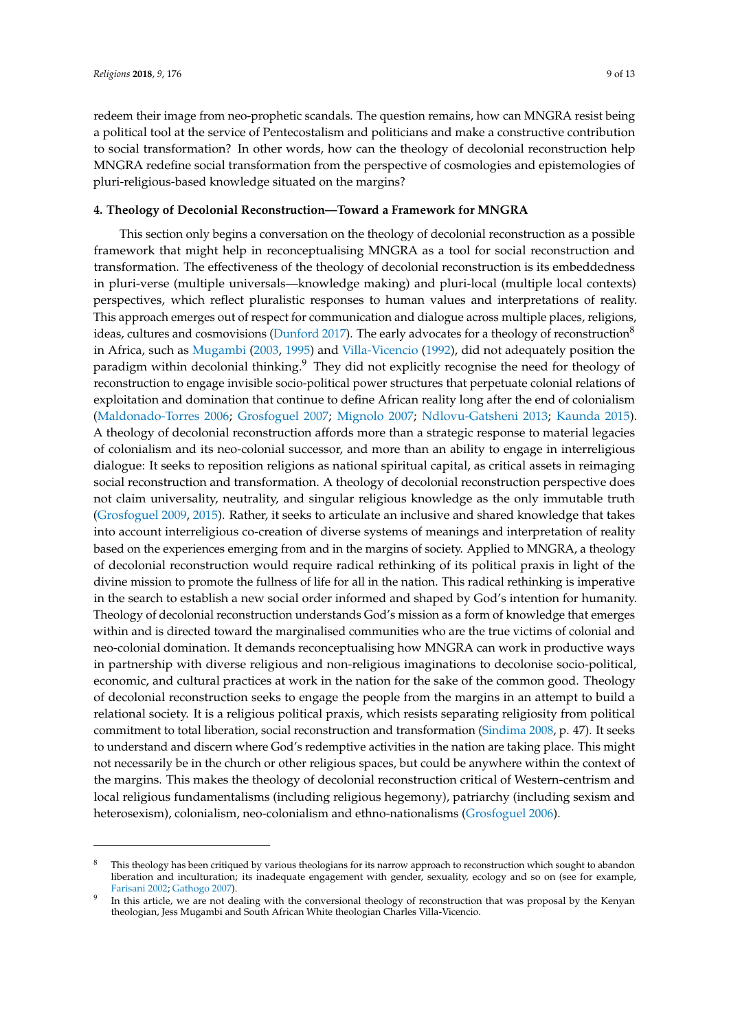redeem their image from neo-prophetic scandals. The question remains, how can MNGRA resist being a political tool at the service of Pentecostalism and politicians and make a constructive contribution to social transformation? In other words, how can the theology of decolonial reconstruction help MNGRA redefine social transformation from the perspective of cosmologies and epistemologies of pluri-religious-based knowledge situated on the margins?

## 4. Theology of Decolonial Reconstruction—Toward a Framework for MNGRA

This section only begins a conversation on the theology of decolonial reconstruction as a possible framework that might help in reconceptualising MNGRA as a tool for social reconstruction and transformation. The effectiveness of the theology of decolonial reconstruction is its embeddedness in pluri-verse (multiple universals—knowledge making) and pluri-local (multiple local contexts) perspectives, which reflect pluralistic responses to human values and interpretations of reality. This approach emerges out of respect for communication and dialogue across multiple places, religions, ideas, cultures and cosmovisions (Dunford 2017). The early advocates for a theology of reconstruction[8] in Africa, such as Mugambi (2003, 1995) and Villa-Vicencio (1992), did not adequately position the paradigm within decolonial thinking.[9] They did not explicitly recognise the need for theology of reconstruction to engage invisible socio-political power structures that perpetuate colonial relations of exploitation and domination that continue to define African reality long after the end of colonialism (Maldonado-Torres 2006; Grosfoguel 2007; Mignolo 2007; Ndlovu-Gatsheni 2013; Kaunda 2015). A theology of decolonial reconstruction affords more than a strategic response to material legacies of colonialism and its neo-colonial successor, and more than an ability to engage in interreligious dialogue: It seeks to reposition religions as national spiritual capital, as critical assets in reimaging social reconstruction and transformation. A theology of decolonial reconstruction perspective does not claim universality, neutrality, and singular religious knowledge as the only immutable truth (Grosfoguel 2009, 2015). Rather, it seeks to articulate an inclusive and shared knowledge that takes into account interreligious co-creation of diverse systems of meanings and interpretation of reality based on the experiences emerging from and in the margins of society. Applied to MNGRA, a theology of decolonial reconstruction would require radical rethinking of its political praxis in light of the divine mission to promote the fullness of life for all in the nation. This radical rethinking is imperative in the search to establish a new social order informed and shaped by God's intention for humanity. Theology of decolonial reconstruction understands God's mission as a form of knowledge that emerges within and is directed toward the marginalised communities who are the true victims of colonial and neo-colonial domination. It demands reconceptualising how MNGRA can work in productive ways in partnership with diverse religious and non-religious imaginations to decolonise socio-political, economic, and cultural practices at work in the nation for the sake of the common good. Theology of decolonial reconstruction seeks to engage the people from the margins in an attempt to build a relational society. It is a religious political praxis, which resists separating religiosity from political commitment to total liberation, social reconstruction and transformation (Sindima 2008, p. 47). It seeks to understand and discern where God's redemptive activities in the nation are taking place. This might not necessarily be in the church or other religious spaces, but could be anywhere within the context of the margins. This makes the theology of decolonial reconstruction critical of Western-centrism and local religious fundamentalisms (including religious hegemony), patriarchy (including sexism and heterosexism), colonialism, neo-colonialism and ethno-nationalisms (Grosfoguel 2006).

---

[8] This theology has been critiqued by various theologians for its narrow approach to reconstruction which sought to abandon liberation and inculturation; its inadequate engagement with gender, sexuality, ecology and so on (see for example, Farisani 2002; Gathogo 2007).

[9] In this article, we are not dealing with the conversional theology of reconstruction that was proposal by the Kenyan theologian, Jess Mugambi and South African White theologian Charles Villa-Vicencio.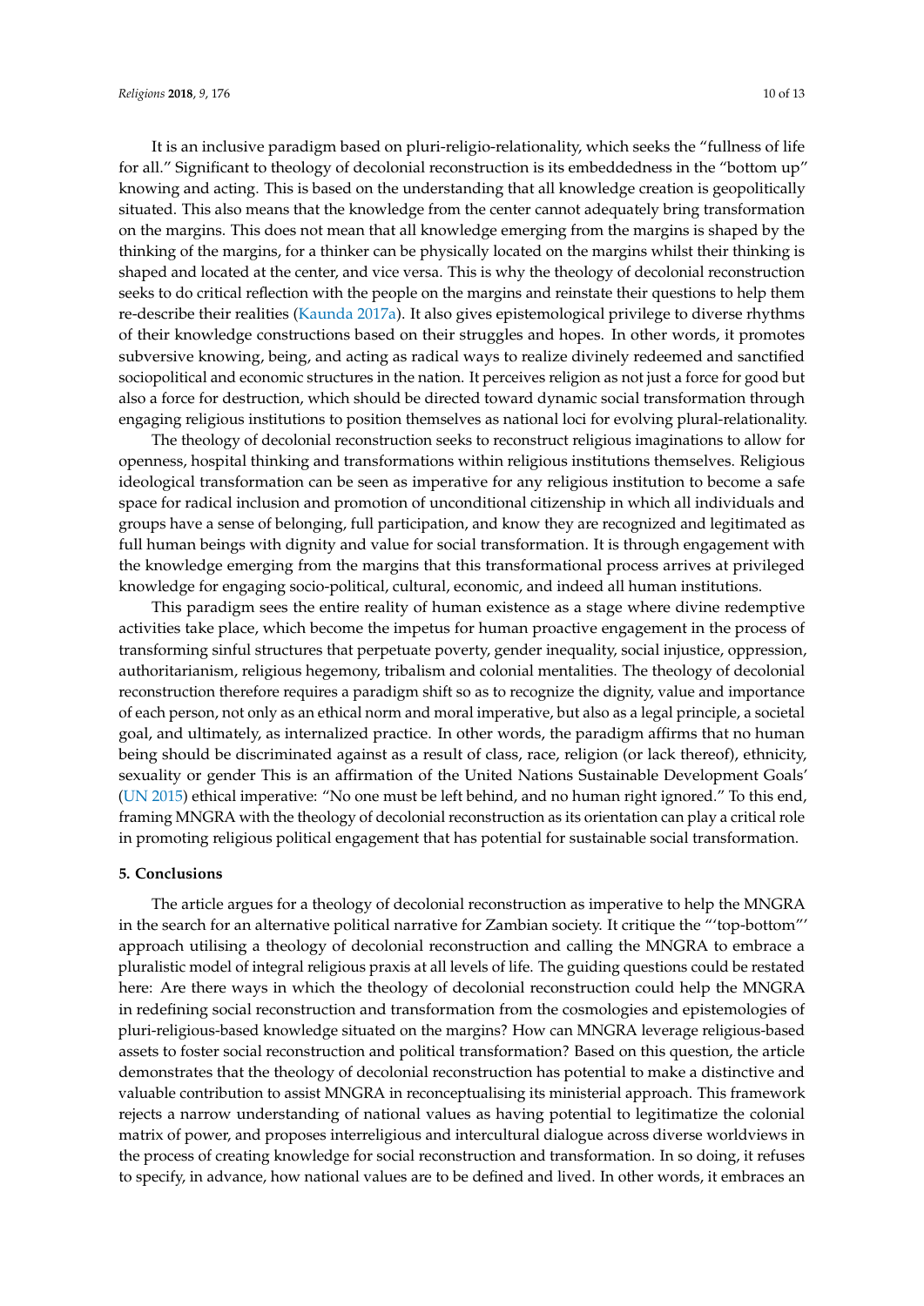It is an inclusive paradigm based on pluri-religio-relationality, which seeks the "fullness of life for all." Significant to theology of decolonial reconstruction is its embeddedness in the "bottom up" knowing and acting. This is based on the understanding that all knowledge creation is geopolitically situated. This also means that the knowledge from the center cannot adequately bring transformation on the margins. This does not mean that all knowledge emerging from the margins is shaped by the thinking of the margins, for a thinker can be physically located on the margins whilst their thinking is shaped and located at the center, and vice versa. This is why the theology of decolonial reconstruction seeks to do critical reflection with the people on the margins and reinstate their questions to help them re-describe their realities (Kaunda 2017a). It also gives epistemological privilege to diverse rhythms of their knowledge constructions based on their struggles and hopes. In other words, it promotes subversive knowing, being, and acting as radical ways to realize divinely redeemed and sanctified sociopolitical and economic structures in the nation. It perceives religion as not just a force for good but also a force for destruction, which should be directed toward dynamic social transformation through engaging religious institutions to position themselves as national loci for evolving plural-relationality.

The theology of decolonial reconstruction seeks to reconstruct religious imaginations to allow for openness, hospital thinking and transformations within religious institutions themselves. Religious ideological transformation can be seen as imperative for any religious institution to become a safe space for radical inclusion and promotion of unconditional citizenship in which all individuals and groups have a sense of belonging, full participation, and know they are recognized and legitimated as full human beings with dignity and value for social transformation. It is through engagement with the knowledge emerging from the margins that this transformational process arrives at privileged knowledge for engaging socio-political, cultural, economic, and indeed all human institutions.

This paradigm sees the entire reality of human existence as a stage where divine redemptive activities take place, which become the impetus for human proactive engagement in the process of transforming sinful structures that perpetuate poverty, gender inequality, social injustice, oppression, authoritarianism, religious hegemony, tribalism and colonial mentalities. The theology of decolonial reconstruction therefore requires a paradigm shift so as to recognize the dignity, value and importance of each person, not only as an ethical norm and moral imperative, but also as a legal principle, a societal goal, and ultimately, as internalized practice. In other words, the paradigm affirms that no human being should be discriminated against as a result of class, race, religion (or lack thereof), ethnicity, sexuality or gender This is an affirmation of the United Nations Sustainable Development Goals' (UN 2015) ethical imperative: "No one must be left behind, and no human right ignored." To this end, framing MNGRA with the theology of decolonial reconstruction as its orientation can play a critical role in promoting religious political engagement that has potential for sustainable social transformation.

## 5. Conclusions

The article argues for a theology of decolonial reconstruction as imperative to help the MNGRA in the search for an alternative political narrative for Zambian society. It critique the "'top-bottom"' approach utilising a theology of decolonial reconstruction and calling the MNGRA to embrace a pluralistic model of integral religious praxis at all levels of life. The guiding questions could be restated here: Are there ways in which the theology of decolonial reconstruction could help the MNGRA in redefining social reconstruction and transformation from the cosmologies and epistemologies of pluri-religious-based knowledge situated on the margins? How can MNGRA leverage religious-based assets to foster social reconstruction and political transformation? Based on this question, the article demonstrates that the theology of decolonial reconstruction has potential to make a distinctive and valuable contribution to assist MNGRA in reconceptualising its ministerial approach. This framework rejects a narrow understanding of national values as having potential to legitimize the colonial matrix of power, and proposes interreligious and intercultural dialogue across diverse worldviews in the process of creating knowledge for social reconstruction and transformation. In so doing, it refuses to specify, in advance, how national values are to be defined and lived. In other words, it embraces an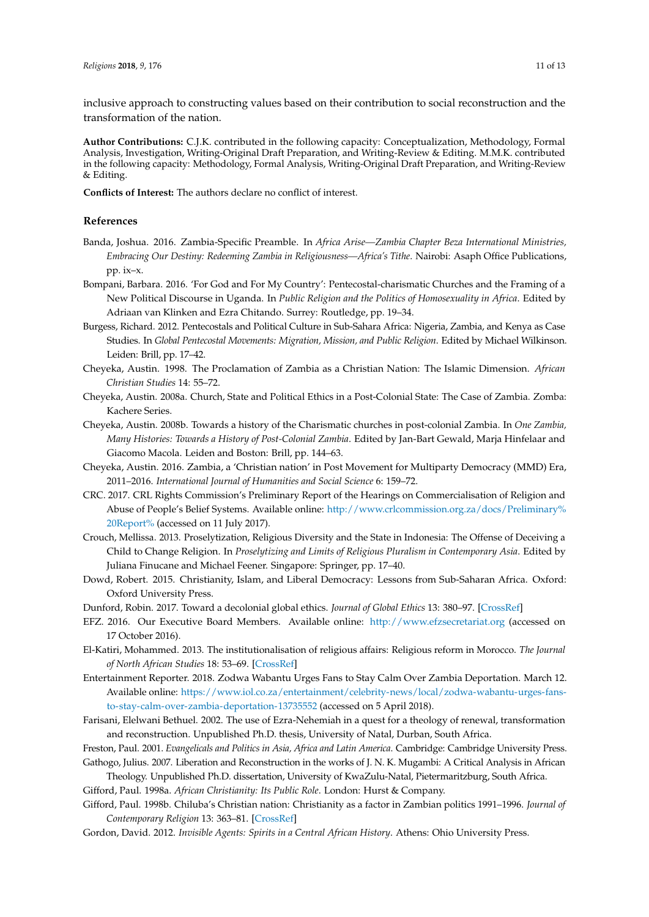inclusive approach to constructing values based on their contribution to social reconstruction and the transformation of the nation.

**Author Contributions:** C.J.K. contributed in the following capacity: Conceptualization, Methodology, Formal Analysis, Investigation, Writing-Original Draft Preparation, and Writing-Review & Editing. M.M.K. contributed in the following capacity: Methodology, Formal Analysis, Writing-Original Draft Preparation, and Writing-Review & Editing.

**Conflicts of Interest:** The authors declare no conflict of interest.

## References

Banda, Joshua. 2016. Zambia-Specific Preamble. In *Africa Arise—Zambia Chapter Beza International Ministries, Embracing Our Destiny: Redeeming Zambia in Religiousness—Africa's Tithe*. Nairobi: Asaph Office Publications, pp. ix–x.

Bompani, Barbara. 2016. 'For God and For My Country': Pentecostal-charismatic Churches and the Framing of a New Political Discourse in Uganda. In *Public Religion and the Politics of Homosexuality in Africa*. Edited by Adriaan van Klinken and Ezra Chitando. Surrey: Routledge, pp. 19–34.

Burgess, Richard. 2012. Pentecostals and Political Culture in Sub-Sahara Africa: Nigeria, Zambia, and Kenya as Case Studies. In *Global Pentecostal Movements: Migration, Mission, and Public Religion*. Edited by Michael Wilkinson. Leiden: Brill, pp. 17–42.

Cheyeka, Austin. 1998. The Proclamation of Zambia as a Christian Nation: The Islamic Dimension. *African Christian Studies* 14: 55–72.

Cheyeka, Austin. 2008a. Church, State and Political Ethics in a Post-Colonial State: The Case of Zambia. Zomba: Kachere Series.

Cheyeka, Austin. 2008b. Towards a history of the Charismatic churches in post-colonial Zambia. In *One Zambia, Many Histories: Towards a History of Post-Colonial Zambia*. Edited by Jan-Bart Gewald, Marja Hinfelaar and Giacomo Macola. Leiden and Boston: Brill, pp. 144–63.

Cheyeka, Austin. 2016. Zambia, a 'Christian nation' in Post Movement for Multiparty Democracy (MMD) Era, 2011–2016. *International Journal of Humanities and Social Science* 6: 159–72.

CRC. 2017. CRL Rights Commission's Preliminary Report of the Hearings on Commercialisation of Religion and Abuse of People's Belief Systems. Available online: http://www.crlcommission.org.za/docs/Preliminary%20Report% (accessed on 11 July 2017).

Crouch, Mellissa. 2013. Proselytization, Religious Diversity and the State in Indonesia: The Offense of Deceiving a Child to Change Religion. In *Proselytizing and Limits of Religious Pluralism in Contemporary Asia*. Edited by Juliana Finucane and Michael Feener. Singapore: Springer, pp. 17–40.

Dowd, Robert. 2015. Christianity, Islam, and Liberal Democracy: Lessons from Sub-Saharan Africa. Oxford: Oxford University Press.

Dunford, Robin. 2017. Toward a decolonial global ethics. *Journal of Global Ethics* 13: 380–97. [CrossRef]

EFZ. 2016. Our Executive Board Members. Available online: http://www.efzsecretariat.org (accessed on 17 October 2016).

El-Katiri, Mohammed. 2013. The institutionalisation of religious affairs: Religious reform in Morocco. *The Journal of North African Studies* 18: 53–69. [CrossRef]

Entertainment Reporter. 2018. Zodwa Wabantu Urges Fans to Stay Calm Over Zambia Deportation. March 12. Available online: https://www.iol.co.za/entertainment/celebrity-news/local/zodwa-wabantu-urges-fans-to-stay-calm-over-zambia-deportation-13735552 (accessed on 5 April 2018).

Farisani, Elelwani Bethuel. 2002. The use of Ezra-Nehemiah in a quest for a theology of renewal, transformation and reconstruction. Unpublished Ph.D. thesis, University of Natal, Durban, South Africa.

Freston, Paul. 2001. *Evangelicals and Politics in Asia, Africa and Latin America*. Cambridge: Cambridge University Press.

Gathogo, Julius. 2007. Liberation and Reconstruction in the works of J. N. K. Mugambi: A Critical Analysis in African Theology. Unpublished Ph.D. dissertation, University of KwaZulu-Natal, Pietermaritzburg, South Africa.

Gifford, Paul. 1998a. *African Christianity: Its Public Role*. London: Hurst & Company.

Gifford, Paul. 1998b. Chiluba's Christian nation: Christianity as a factor in Zambian politics 1991–1996. *Journal of Contemporary Religion* 13: 363–81. [CrossRef]

Gordon, David. 2012. *Invisible Agents: Spirits in a Central African History*. Athens: Ohio University Press.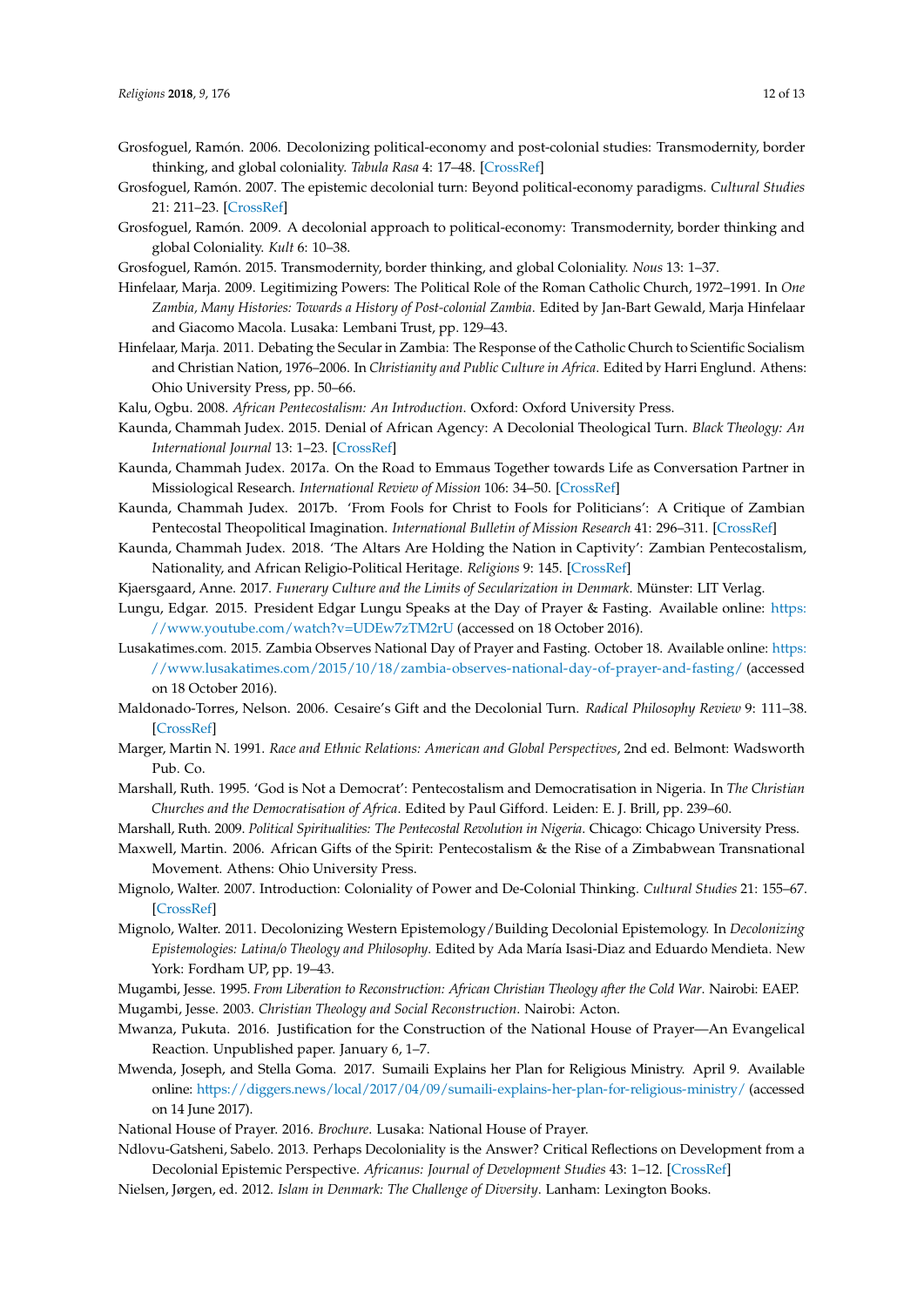Grosfoguel, Ramón. 2006. Decolonizing political-economy and post-colonial studies: Transmodernity, border thinking, and global coloniality. *Tabula Rasa* 4: 17–48. [CrossRef]

Grosfoguel, Ramón. 2007. The epistemic decolonial turn: Beyond political-economy paradigms. *Cultural Studies* 21: 211–23. [CrossRef]

Grosfoguel, Ramón. 2009. A decolonial approach to political-economy: Transmodernity, border thinking and global Coloniality. *Kult* 6: 10–38.

Grosfoguel, Ramón. 2015. Transmodernity, border thinking, and global Coloniality. *Nous* 13: 1–37.

Hinfelaar, Marja. 2009. Legitimizing Powers: The Political Role of the Roman Catholic Church, 1972–1991. In *One Zambia, Many Histories: Towards a History of Post-colonial Zambia*. Edited by Jan-Bart Gewald, Marja Hinfelaar and Giacomo Macola. Lusaka: Lembani Trust, pp. 129–43.

Hinfelaar, Marja. 2011. Debating the Secular in Zambia: The Response of the Catholic Church to Scientific Socialism and Christian Nation, 1976–2006. In *Christianity and Public Culture in Africa*. Edited by Harri Englund. Athens: Ohio University Press, pp. 50–66.

Kalu, Ogbu. 2008. *African Pentecostalism: An Introduction*. Oxford: Oxford University Press.

Kaunda, Chammah Judex. 2015. Denial of African Agency: A Decolonial Theological Turn. *Black Theology: An International Journal* 13: 1–23. [CrossRef]

Kaunda, Chammah Judex. 2017a. On the Road to Emmaus Together towards Life as Conversation Partner in Missiological Research. *International Review of Mission* 106: 34–50. [CrossRef]

Kaunda, Chammah Judex. 2017b. 'From Fools for Christ to Fools for Politicians': A Critique of Zambian Pentecostal Theopolitical Imagination. *International Bulletin of Mission Research* 41: 296–311. [CrossRef]

Kaunda, Chammah Judex. 2018. 'The Altars Are Holding the Nation in Captivity': Zambian Pentecostalism, Nationality, and African Religio-Political Heritage. *Religions* 9: 145. [CrossRef]

Kjaersgaard, Anne. 2017. *Funerary Culture and the Limits of Secularization in Denmark*. Münster: LIT Verlag.

Lungu, Edgar. 2015. President Edgar Lungu Speaks at the Day of Prayer & Fasting. Available online: https://www.youtube.com/watch?v=UDEw7zTM2rU (accessed on 18 October 2016).

Lusakatimes.com. 2015. Zambia Observes National Day of Prayer and Fasting. October 18. Available online: https://www.lusakatimes.com/2015/10/18/zambia-observes-national-day-of-prayer-and-fasting/ (accessed on 18 October 2016).

Maldonado-Torres, Nelson. 2006. Cesaire's Gift and the Decolonial Turn. *Radical Philosophy Review* 9: 111–38. [CrossRef]

Marger, Martin N. 1991. *Race and Ethnic Relations: American and Global Perspectives*, 2nd ed. Belmont: Wadsworth Pub. Co.

Marshall, Ruth. 1995. 'God is Not a Democrat': Pentecostalism and Democratisation in Nigeria. In *The Christian Churches and the Democratisation of Africa*. Edited by Paul Gifford. Leiden: E. J. Brill, pp. 239–60.

Marshall, Ruth. 2009. *Political Spiritualities: The Pentecostal Revolution in Nigeria*. Chicago: Chicago University Press.

Maxwell, Martin. 2006. African Gifts of the Spirit: Pentecostalism & the Rise of a Zimbabwean Transnational Movement. Athens: Ohio University Press.

Mignolo, Walter. 2007. Introduction: Coloniality of Power and De-Colonial Thinking. *Cultural Studies* 21: 155–67. [CrossRef]

Mignolo, Walter. 2011. Decolonizing Western Epistemology/Building Decolonial Epistemology. In *Decolonizing Epistemologies: Latina/o Theology and Philosophy*. Edited by Ada María Isasi-Diaz and Eduardo Mendieta. New York: Fordham UP, pp. 19–43.

Mugambi, Jesse. 1995. *From Liberation to Reconstruction: African Christian Theology after the Cold War*. Nairobi: EAEP.

Mugambi, Jesse. 2003. *Christian Theology and Social Reconstruction*. Nairobi: Acton.

Mwanza, Pukuta. 2016. Justification for the Construction of the National House of Prayer—An Evangelical Reaction. Unpublished paper. January 6, 1–7.

Mwenda, Joseph, and Stella Goma. 2017. Sumaili Explains her Plan for Religious Ministry. April 9. Available online: https://diggers.news/local/2017/04/09/sumaili-explains-her-plan-for-religious-ministry/ (accessed on 14 June 2017).

National House of Prayer. 2016. *Brochure*. Lusaka: National House of Prayer.

Ndlovu-Gatsheni, Sabelo. 2013. Perhaps Decoloniality is the Answer? Critical Reflections on Development from a Decolonial Epistemic Perspective. *Africanus: Journal of Development Studies* 43: 1–12. [CrossRef]

Nielsen, Jørgen, ed. 2012. *Islam in Denmark: The Challenge of Diversity*. Lanham: Lexington Books.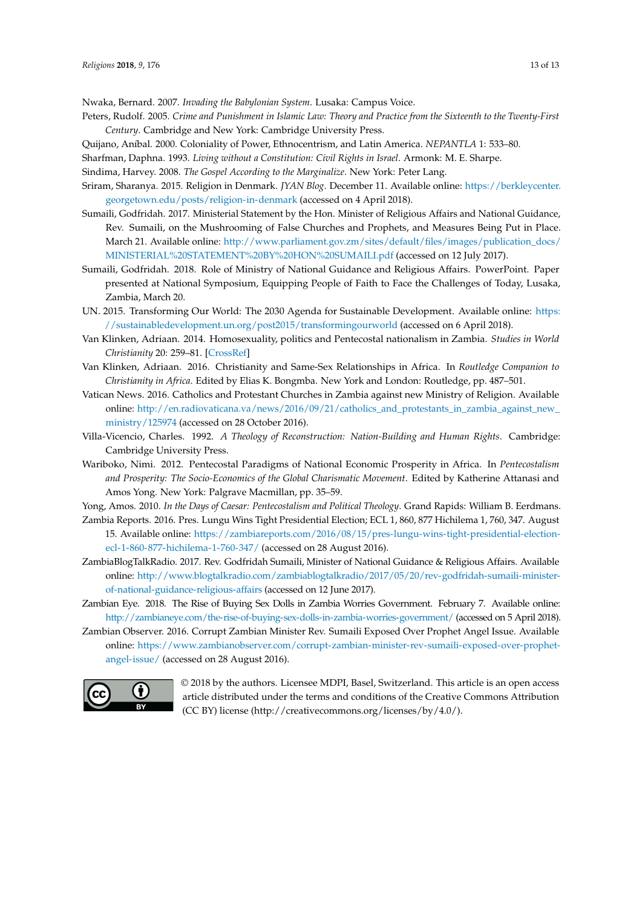Nwaka, Bernard. 2007. *Invading the Babylonian System*. Lusaka: Campus Voice.

Peters, Rudolf. 2005. *Crime and Punishment in Islamic Law: Theory and Practice from the Sixteenth to the Twenty-First Century*. Cambridge and New York: Cambridge University Press.

Quijano, Aníbal. 2000. Coloniality of Power, Ethnocentrism, and Latin America. *NEPANTLA* 1: 533–80.

Sharfman, Daphna. 1993. *Living without a Constitution: Civil Rights in Israel*. Armonk: M. E. Sharpe.

Sindima, Harvey. 2008. *The Gospel According to the Marginalize*. New York: Peter Lang.

Sriram, Sharanya. 2015. Religion in Denmark. *JYAN Blog*. December 11. Available online: https://berkleycenter.georgetown.edu/posts/religion-in-denmark (accessed on 4 April 2018).

Sumaili, Godfridah. 2017. Ministerial Statement by the Hon. Minister of Religious Affairs and National Guidance, Rev. Sumaili, on the Mushrooming of False Churches and Prophets, and Measures Being Put in Place. March 21. Available online: http://www.parliament.gov.zm/sites/default/files/images/publication_docs/MINISTERIAL%20STATEMENT%20BY%20HON%20SUMAILI.pdf (accessed on 12 July 2017).

Sumaili, Godfridah. 2018. Role of Ministry of National Guidance and Religious Affairs. PowerPoint. Paper presented at National Symposium, Equipping People of Faith to Face the Challenges of Today, Lusaka, Zambia, March 20.

UN. 2015. Transforming Our World: The 2030 Agenda for Sustainable Development. Available online: https://sustainabledevelopment.un.org/post2015/transformingourworld (accessed on 6 April 2018).

Van Klinken, Adriaan. 2014. Homosexuality, politics and Pentecostal nationalism in Zambia. *Studies in World Christianity* 20: 259–81. [CrossRef]

Van Klinken, Adriaan. 2016. Christianity and Same-Sex Relationships in Africa. In *Routledge Companion to Christianity in Africa*. Edited by Elias K. Bongmba. New York and London: Routledge, pp. 487–501.

Vatican News. 2016. Catholics and Protestant Churches in Zambia against new Ministry of Religion. Available online: http://en.radiovaticana.va/news/2016/09/21/catholics_and_protestants_in_zambia_against_new_ministry/125974 (accessed on 28 October 2016).

Villa-Vicencio, Charles. 1992. *A Theology of Reconstruction: Nation-Building and Human Rights*. Cambridge: Cambridge University Press.

Wariboko, Nimi. 2012. Pentecostal Paradigms of National Economic Prosperity in Africa. In *Pentecostalism and Prosperity: The Socio-Economics of the Global Charismatic Movement*. Edited by Katherine Attanasi and Amos Yong. New York: Palgrave Macmillan, pp. 35–59.

Yong, Amos. 2010. *In the Days of Caesar: Pentecostalism and Political Theology*. Grand Rapids: William B. Eerdmans.

Zambia Reports. 2016. Pres. Lungu Wins Tight Presidential Election; ECL 1, 860, 877 Hichilema 1, 760, 347. August 15. Available online: https://zambiareports.com/2016/08/15/pres-lungu-wins-tight-presidential-election-ecl-1-860-877-hichilema-1-760-347/ (accessed on 28 August 2016).

ZambiaBlogTalkRadio. 2017. Rev. Godfridah Sumaili, Minister of National Guidance & Religious Affairs. Available online: http://www.blogtalkradio.com/zambiablogtalkradio/2017/05/20/rev-godfridah-sumaili-minister-of-national-guidance-religious-affairs (accessed on 12 June 2017).

Zambian Eye. 2018. The Rise of Buying Sex Dolls in Zambia Worries Government. February 7. Available online: http://zambianeye.com/the-rise-of-buying-sex-dolls-in-zambia-worries-government/ (accessed on 5 April 2018).

Zambian Observer. 2016. Corrupt Zambian Minister Rev. Sumaili Exposed Over Prophet Angel Issue. Available online: https://www.zambianobserver.com/corrupt-zambian-minister-rev-sumaili-exposed-over-prophet-angel-issue/ (accessed on 28 August 2016).

© 2018 by the authors. Licensee MDPI, Basel, Switzerland. This article is an open access article distributed under the terms and conditions of the Creative Commons Attribution (CC BY) license (http://creativecommons.org/licenses/by/4.0/).